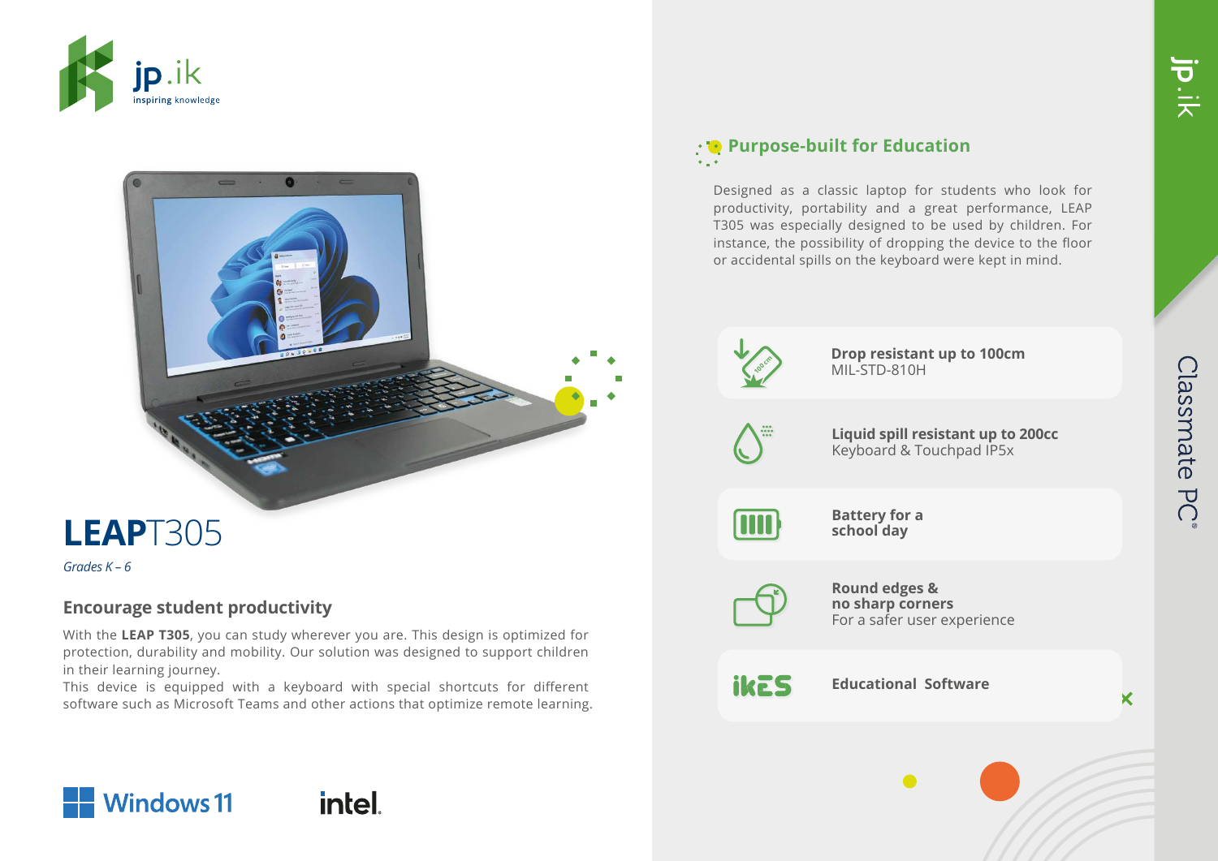jp.ik
inspiring knowledge

# **LEAP**T305

*Grades K – 6*

## Encourage student productivity

With the **LEAP T305**, you can study wherever you are. This design is optimized for protection, durability and mobility. Our solution was designed to support children in their learning journey.
This device is equipped with a keyboard with special shortcuts for different software such as Microsoft Teams and other actions that optimize remote learning.

Windows 11

intel.

## Purpose-built for Education

Designed as a classic laptop for students who look for productivity, portability and a great performance, LEAP T305 was especially designed to be used by children. For instance, the possibility of dropping the device to the floor or accidental spills on the keyboard were kept in mind.

**Drop resistant up to 100cm**
MIL-STD-810H

**Liquid spill resistant up to 200cc**
Keyboard & Touchpad IP5x

**Battery for a school day**

**Round edges & no sharp corners**
For a safer user experience

ikES **Educational Software**

jp.ik Classmate PC®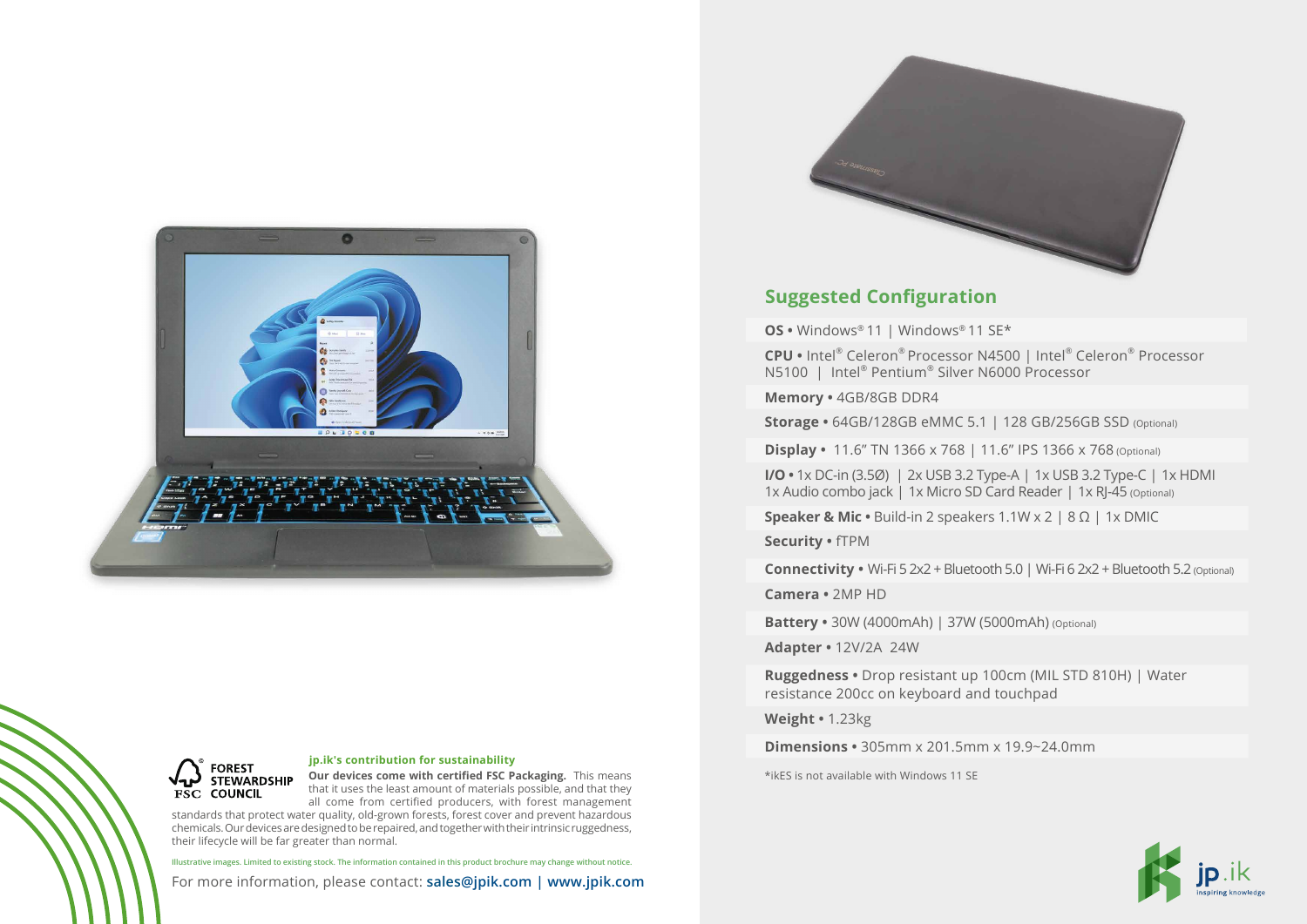## Suggested Configuration

**OS** • Windows® 11 | Windows® 11 SE*

**CPU** • Intel® Celeron® Processor N4500 | Intel® Celeron® Processor N5100 | Intel® Pentium® Silver N6000 Processor

**Memory** • 4GB/8GB DDR4

**Storage** • 64GB/128GB eMMC 5.1 | 128 GB/256GB SSD (Optional)

**Display** • 11.6" TN 1366 x 768 | 11.6" IPS 1366 x 768 (Optional)

**I/O** • 1x DC-in (3.5Ø) | 2x USB 3.2 Type-A | 1x USB 3.2 Type-C | 1x HDMI 1x Audio combo jack | 1x Micro SD Card Reader | 1x RJ-45 (Optional)

**Speaker & Mic** • Build-in 2 speakers 1.1W x 2 | 8 Ω | 1x DMIC

**Security** • fTPM

**Connectivity** • Wi-Fi 5 2x2 + Bluetooth 5.0 | Wi-Fi 6 2x2 + Bluetooth 5.2 (Optional)

**Camera** • 2MP HD

**Battery** • 30W (4000mAh) | 37W (5000mAh) (Optional)

**Adapter** • 12V/2A 24W

**Ruggedness** • Drop resistant up 100cm (MIL STD 810H) | Water resistance 200cc on keyboard and touchpad

**Weight** • 1.23kg

**Dimensions** • 305mm x 201.5mm x 19.9~24.0mm

*ikES is not available with Windows 11 SE

FOREST STEWARDSHIP COUNCIL FSC

**jp.ik's contribution for sustainability**

**Our devices come with certified FSC Packaging.** This means that it uses the least amount of materials possible, and that they all come from certified producers, with forest management standards that protect water quality, old-grown forests, forest cover and prevent hazardous chemicals. Our devices are designed to be repaired, and together with their intrinsic ruggedness, their lifecycle will be far greater than normal.

Illustrative images. Limited to existing stock. The information contained in this product brochure may change without notice.

For more information, please contact: **sales@jpik.com | www.jpik.com**

jp.ik inspiring knowledge